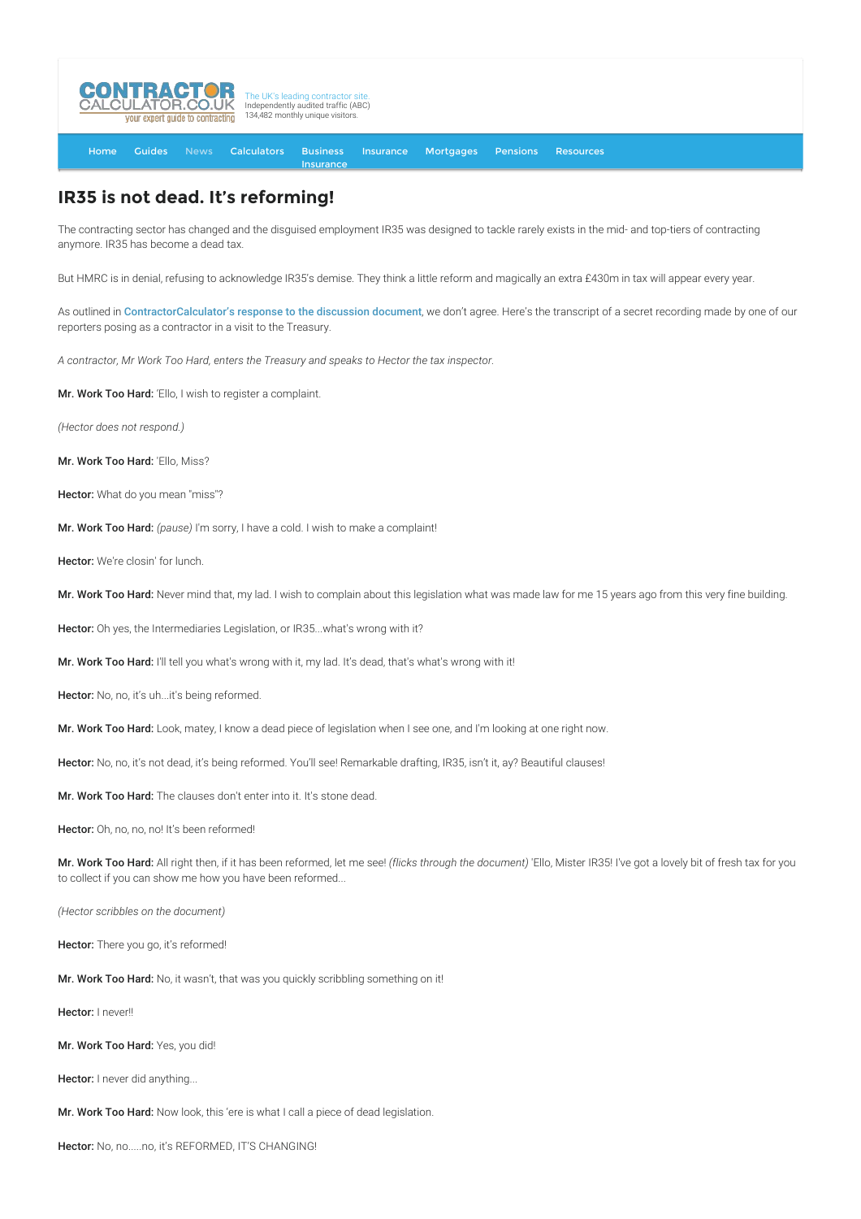# IR35 is not dead. It's reforming!

The contracting sector has changed and the disguised employment IR35 was designed to tackle rarely exists in the mid- and top-tiers of contracting anymore. IR35 has become a dead tax.

But HMRC is in denial, refusing to acknowledge IR35's demise. They think a little reform and magically an extra £430m in tax will appear every year.

As outlined in **ContractorCalculator's response to the discussion document**, we don't agree. Here's the transcript of a secret recording made by one of our reporters posing as a contractor in a visit to the Treasury.

*A contractor, Mr Work Too Hard, enters the Treasury and speaks to Hector the tax inspector.*

**Mr. Work Too Hard:** 'Ello, I wish to register a complaint.

*(Hector does not respond.)*

**Mr. Work Too Hard:** 'Ello, Miss?

**Hector:** What do you mean "miss"?

**Mr. Work Too Hard:** *(pause)* I'm sorry, I have a cold. I wish to make a complaint!

**Hector:** We're closin' for lunch.

**Mr. Work Too Hard:** Never mind that, my lad. I wish to complain about this legislation what was made law for me 15 years ago from this very fine building.

**Hector:** Oh yes, the Intermediaries Legislation, or IR35...what's wrong with it?

**Mr. Work Too Hard:** I'll tell you what's wrong with it, my lad. It's dead, that's what's wrong with it!

**Hector:** No, no, it's uh...it's being reformed.

**Mr. Work Too Hard:** Look, matey, I know a dead piece of legislation when I see one, and I'm looking at one right now.

**Hector:** No, no, it's not dead, it's being reformed. You'll see! Remarkable drafting, IR35, isn't it, ay? Beautiful clauses!

**Mr. Work Too Hard:** The clauses don't enter into it. It's stone dead.

**Hector:** Oh, no, no, no! It's been reformed!

**Mr. Work Too Hard:** All right then, if it has been reformed, let me see! *(flicks through the document)* 'Ello, Mister IR35! I've got a lovely bit of fresh tax for you to collect if you can show me how you have been reformed...

*(Hector scribbles on the document)*

**Hector:** There you go, it's reformed!

**Mr. Work Too Hard:** No, it wasn't, that was you quickly scribbling something on it!

**Hector:** I never!!

**Mr. Work Too Hard:** Yes, you did!

**Hector:** I never did anything...

**Mr. Work Too Hard:** Now look, this 'ere is what I call a piece of dead legislation.

**Hector:** No, no.....no, it's REFORMED, IT'S CHANGING!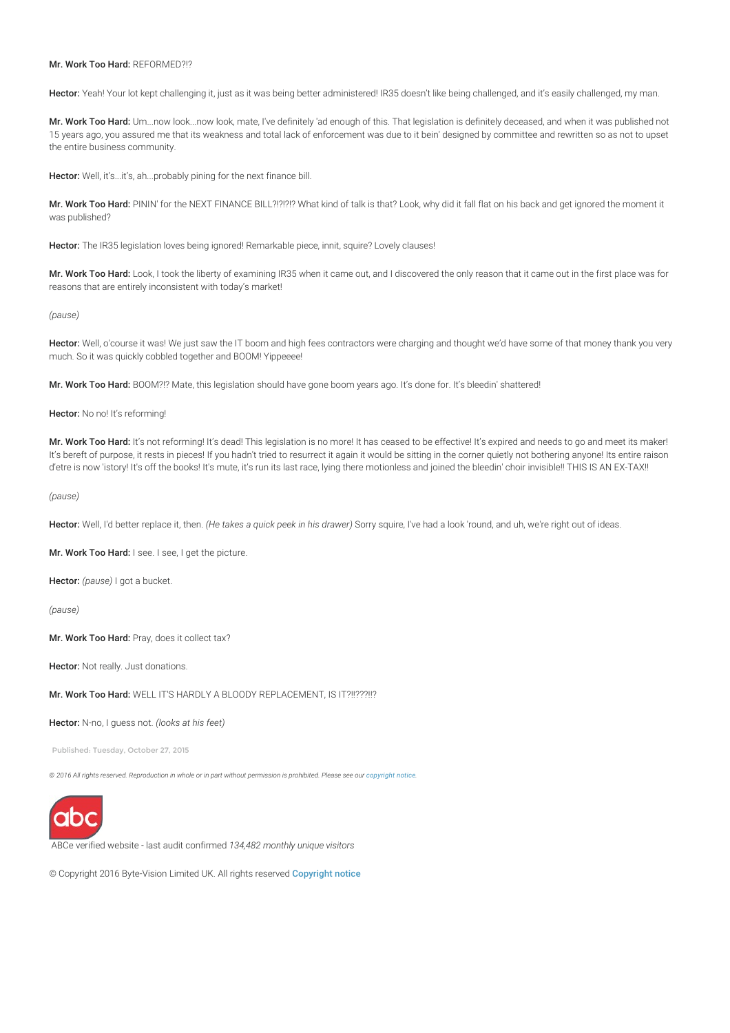**Mr. Work Too Hard:** REFORMED?!?

**Hector:** Yeah! Your lot kept challenging it, just as it was being better administered! IR35 doesn't like being challenged, and it's easily challenged, my man.

**Mr. Work Too Hard:** Um...now look...now look, mate, I've definitely 'ad enough of this. That legislation is definitely deceased, and when it was published not 15 years ago, you assured me that its weakness and total lack of enforcement was due to it bein' designed by committee and rewritten so as not to upset the entire business community.

**Hector:** Well, it's...it's, ah...probably pining for the next finance bill.

**Mr. Work Too Hard:** PININ' for the NEXT FINANCE BILL?!?!?!? What kind of talk is that? Look, why did it fall flat on his back and get ignored the moment it was published?

**Hector:** The IR35 legislation loves being ignored! Remarkable piece, innit, squire? Lovely clauses!

**Mr. Work Too Hard:** Look, I took the liberty of examining IR35 when it came out, and I discovered the only reason that it came out in the first place was for reasons that are entirely inconsistent with today's market!

*(pause)*

**Hector:** Well, o'course it was! We just saw the IT boom and high fees contractors were charging and thought we'd have some of that money thank you very much. So it was quickly cobbled together and BOOM! Yippeeee!

**Mr. Work Too Hard:** BOOM?!? Mate, this legislation should have gone boom years ago. It's done for. It's bleedin' shattered!

**Hector:** No no! It's reforming!

**Mr. Work Too Hard:** It's not reforming! It's dead! This legislation is no more! It has ceased to be effective! It's expired and needs to go and meet its maker! It's bereft of purpose, it rests in pieces! If you hadn't tried to resurrect it again it would be sitting in the corner quietly not bothering anyone! Its entire raison d'etre is now 'istory! It's off the books! It's mute, it's run its last race, lying there motionless and joined the bleedin' choir invisible!! THIS IS AN EX-TAX!!

*(pause)*

**Hector:** Well, I'd better replace it, then. *(He takes a quick peek in his drawer)* Sorry squire, I've had a look 'round, and uh, we're right out of ideas.

**Mr. Work Too Hard:** I see. I see, I get the picture.

**Hector:** *(pause)* I got a bucket.

*(pause)*

**Mr. Work Too Hard:** Pray, does it collect tax?

**Hector:** Not really. Just donations.

**Mr. Work Too Hard:** WELL IT'S HARDLY A BLOODY REPLACEMENT, IS IT?!!???!!?

**Hector:** N-no, I guess not. *(looks at his feet)*

Published: Tuesday, October 27, 2015

*© 2016 All rights reserved. Reproduction in whole or in part without permission is prohibited. Please see our copyright notice.*

ABCe verified website - last audit confirmed *134,482 monthly unique visitors*

© Copyright 2016 Byte-Vision Limited UK. All rights reserved Copyright notice